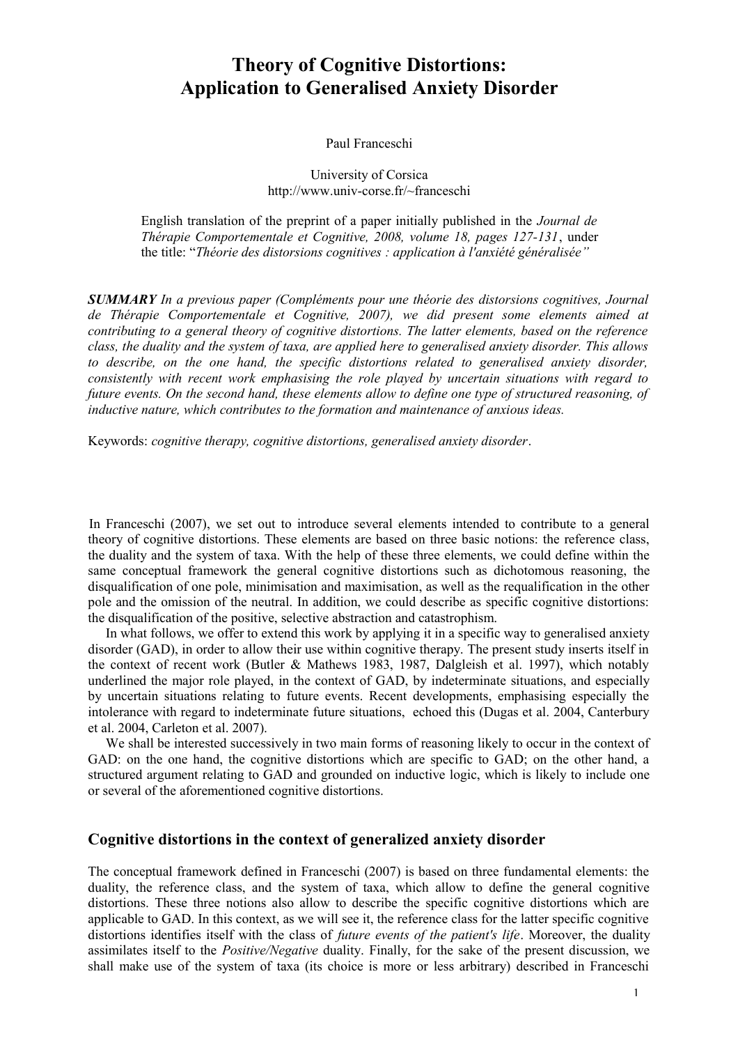# Theory of Cognitive Distortions: Application to Generalised Anxiety Disorder

Paul Franceschi

University of Corsica
http://www.univ-corse.fr/~franceschi

English translation of the preprint of a paper initially published in the *Journal de Thérapie Comportementale et Cognitive, 2008, volume 18, pages 127-131*, under the title: "*Théorie des distorsions cognitives : application à l'anxiété généralisée"*

***SUMMARY*** *In a previous paper (Compléments pour une théorie des distorsions cognitives, Journal de Thérapie Comportementale et Cognitive, 2007), we did present some elements aimed at contributing to a general theory of cognitive distortions. The latter elements, based on the reference class, the duality and the system of taxa, are applied here to generalised anxiety disorder. This allows to describe, on the one hand, the specific distortions related to generalised anxiety disorder, consistently with recent work emphasising the role played by uncertain situations with regard to future events. On the second hand, these elements allow to define one type of structured reasoning, of inductive nature, which contributes to the formation and maintenance of anxious ideas.*

Keywords: *cognitive therapy, cognitive distortions, generalised anxiety disorder*.

In Franceschi (2007), we set out to introduce several elements intended to contribute to a general theory of cognitive distortions. These elements are based on three basic notions: the reference class, the duality and the system of taxa. With the help of these three elements, we could define within the same conceptual framework the general cognitive distortions such as dichotomous reasoning, the disqualification of one pole, minimisation and maximisation, as well as the requalification in the other pole and the omission of the neutral. In addition, we could describe as specific cognitive distortions: the disqualification of the positive, selective abstraction and catastrophism.

In what follows, we offer to extend this work by applying it in a specific way to generalised anxiety disorder (GAD), in order to allow their use within cognitive therapy. The present study inserts itself in the context of recent work (Butler & Mathews 1983, 1987, Dalgleish et al. 1997), which notably underlined the major role played, in the context of GAD, by indeterminate situations, and especially by uncertain situations relating to future events. Recent developments, emphasising especially the intolerance with regard to indeterminate future situations, echoed this (Dugas et al. 2004, Canterbury et al. 2004, Carleton et al. 2007).

We shall be interested successively in two main forms of reasoning likely to occur in the context of GAD: on the one hand, the cognitive distortions which are specific to GAD; on the other hand, a structured argument relating to GAD and grounded on inductive logic, which is likely to include one or several of the aforementioned cognitive distortions.

## Cognitive distortions in the context of generalized anxiety disorder

The conceptual framework defined in Franceschi (2007) is based on three fundamental elements: the duality, the reference class, and the system of taxa, which allow to define the general cognitive distortions. These three notions also allow to describe the specific cognitive distortions which are applicable to GAD. In this context, as we will see it, the reference class for the latter specific cognitive distortions identifies itself with the class of *future events of the patient's life*. Moreover, the duality assimilates itself to the *Positive/Negative* duality. Finally, for the sake of the present discussion, we shall make use of the system of taxa (its choice is more or less arbitrary) described in Franceschi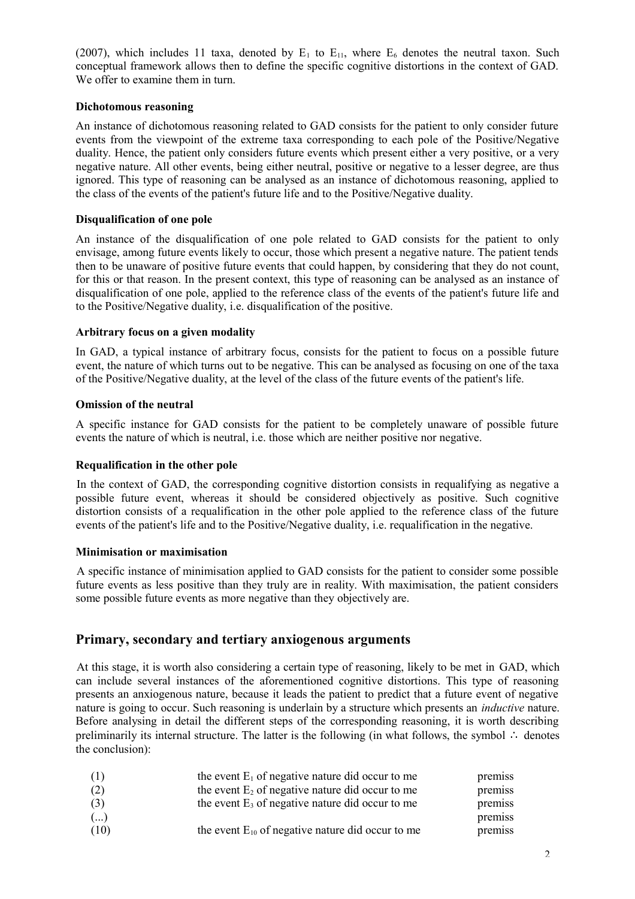(2007), which includes 11 taxa, denoted by $E_1$ to $E_{11}$, where $E_6$ denotes the neutral taxon. Such conceptual framework allows then to define the specific cognitive distortions in the context of GAD. We offer to examine them in turn.

**Dichotomous reasoning**

An instance of dichotomous reasoning related to GAD consists for the patient to only consider future events from the viewpoint of the extreme taxa corresponding to each pole of the Positive/Negative duality. Hence, the patient only considers future events which present either a very positive, or a very negative nature. All other events, being either neutral, positive or negative to a lesser degree, are thus ignored. This type of reasoning can be analysed as an instance of dichotomous reasoning, applied to the class of the events of the patient's future life and to the Positive/Negative duality.

**Disqualification of one pole**

An instance of the disqualification of one pole related to GAD consists for the patient to only envisage, among future events likely to occur, those which present a negative nature. The patient tends then to be unaware of positive future events that could happen, by considering that they do not count, for this or that reason. In the present context, this type of reasoning can be analysed as an instance of disqualification of one pole, applied to the reference class of the events of the patient's future life and to the Positive/Negative duality, i.e. disqualification of the positive.

**Arbitrary focus on a given modality**

In GAD, a typical instance of arbitrary focus, consists for the patient to focus on a possible future event, the nature of which turns out to be negative. This can be analysed as focusing on one of the taxa of the Positive/Negative duality, at the level of the class of the future events of the patient's life.

**Omission of the neutral**

A specific instance for GAD consists for the patient to be completely unaware of possible future events the nature of which is neutral, i.e. those which are neither positive nor negative.

**Requalification in the other pole**

In the context of GAD, the corresponding cognitive distortion consists in requalifying as negative a possible future event, whereas it should be considered objectively as positive. Such cognitive distortion consists of a requalification in the other pole applied to the reference class of the future events of the patient's life and to the Positive/Negative duality, i.e. requalification in the negative.

**Minimisation or maximisation**

A specific instance of minimisation applied to GAD consists for the patient to consider some possible future events as less positive than they truly are in reality. With maximisation, the patient considers some possible future events as more negative than they objectively are.

## Primary, secondary and tertiary anxiogenous arguments

At this stage, it is worth also considering a certain type of reasoning, likely to be met in GAD, which can include several instances of the aforementioned cognitive distortions. This type of reasoning presents an anxiogenous nature, because it leads the patient to predict that a future event of negative nature is going to occur. Such reasoning is underlain by a structure which presents an *inductive* nature. Before analysing in detail the different steps of the corresponding reasoning, it is worth describing preliminarily its internal structure. The latter is the following (in what follows, the symbol ∴ denotes the conclusion):

| | | |
|---|---|---|
| (1) | the event $E_1$ of negative nature did occur to me | premiss |
| (2) | the event $E_2$ of negative nature did occur to me | premiss |
| (3) | the event $E_3$ of negative nature did occur to me | premiss |
| (...) | | premiss |
| (10) | the event $E_{10}$ of negative nature did occur to me | premiss |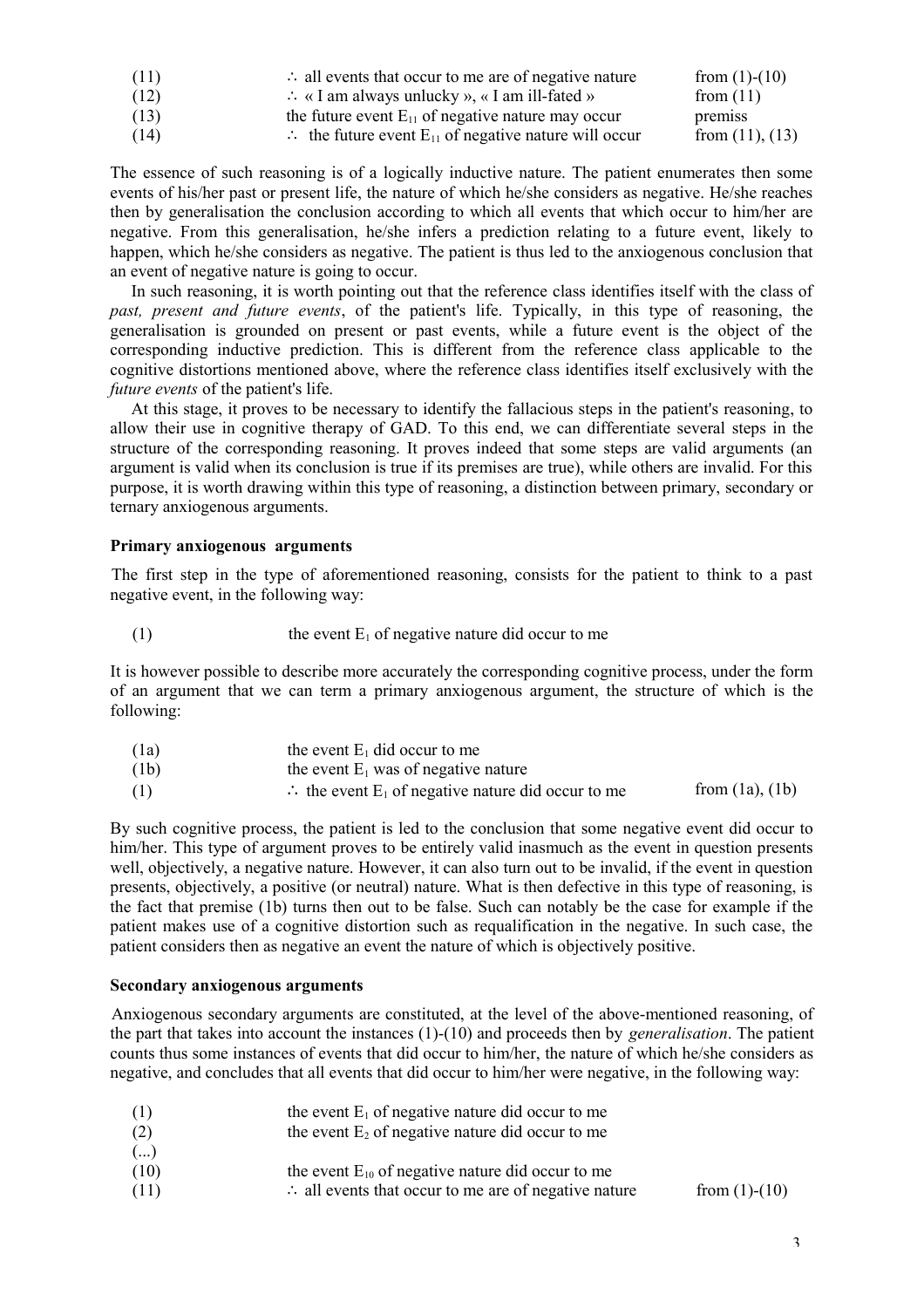| | | |
|---|---|---|
| (11) | ∴ all events that occur to me are of negative nature | from (1)-(10) |
| (12) | ∴ « I am always unlucky », « I am ill-fated » | from (11) |
| (13) | the future event $E_{11}$ of negative nature may occur | premiss |
| (14) | ∴ the future event $E_{11}$ of negative nature will occur | from (11), (13) |

The essence of such reasoning is of a logically inductive nature. The patient enumerates then some events of his/her past or present life, the nature of which he/she considers as negative. He/she reaches then by generalisation the conclusion according to which all events that which occur to him/her are negative. From this generalisation, he/she infers a prediction relating to a future event, likely to happen, which he/she considers as negative. The patient is thus led to the anxiogenous conclusion that an event of negative nature is going to occur.

In such reasoning, it is worth pointing out that the reference class identifies itself with the class of *past, present and future events*, of the patient's life. Typically, in this type of reasoning, the generalisation is grounded on present or past events, while a future event is the object of the corresponding inductive prediction. This is different from the reference class applicable to the cognitive distortions mentioned above, where the reference class identifies itself exclusively with the *future events* of the patient's life.

At this stage, it proves to be necessary to identify the fallacious steps in the patient's reasoning, to allow their use in cognitive therapy of GAD. To this end, we can differentiate several steps in the structure of the corresponding reasoning. It proves indeed that some steps are valid arguments (an argument is valid when its conclusion is true if its premises are true), while others are invalid. For this purpose, it is worth drawing within this type of reasoning, a distinction between primary, secondary or ternary anxiogenous arguments.

**Primary anxiogenous arguments**

The first step in the type of aforementioned reasoning, consists for the patient to think to a past negative event, in the following way:

| | |
|---|---|
| (1) | the event $E_1$ of negative nature did occur to me |

It is however possible to describe more accurately the corresponding cognitive process, under the form of an argument that we can term a primary anxiogenous argument, the structure of which is the following:

| | | |
|---|---|---|
| (1a) | the event $E_1$ did occur to me | |
| (1b) | the event $E_1$ was of negative nature | |
| (1) | ∴ the event $E_1$ of negative nature did occur to me | from (1a), (1b) |

By such cognitive process, the patient is led to the conclusion that some negative event did occur to him/her. This type of argument proves to be entirely valid inasmuch as the event in question presents well, objectively, a negative nature. However, it can also turn out to be invalid, if the event in question presents, objectively, a positive (or neutral) nature. What is then defective in this type of reasoning, is the fact that premise (1b) turns then out to be false. Such can notably be the case for example if the patient makes use of a cognitive distortion such as requalification in the negative. In such case, the patient considers then as negative an event the nature of which is objectively positive.

**Secondary anxiogenous arguments**

Anxiogenous secondary arguments are constituted, at the level of the above-mentioned reasoning, of the part that takes into account the instances (1)-(10) and proceeds then by *generalisation*. The patient counts thus some instances of events that did occur to him/her, the nature of which he/she considers as negative, and concludes that all events that did occur to him/her were negative, in the following way:

| | | |
|---|---|---|
| (1) | the event $E_1$ of negative nature did occur to me | |
| (2) | the event $E_2$ of negative nature did occur to me | |
| (...) | | |
| (10) | the event $E_{10}$ of negative nature did occur to me | |
| (11) | ∴ all events that occur to me are of negative nature | from (1)-(10) |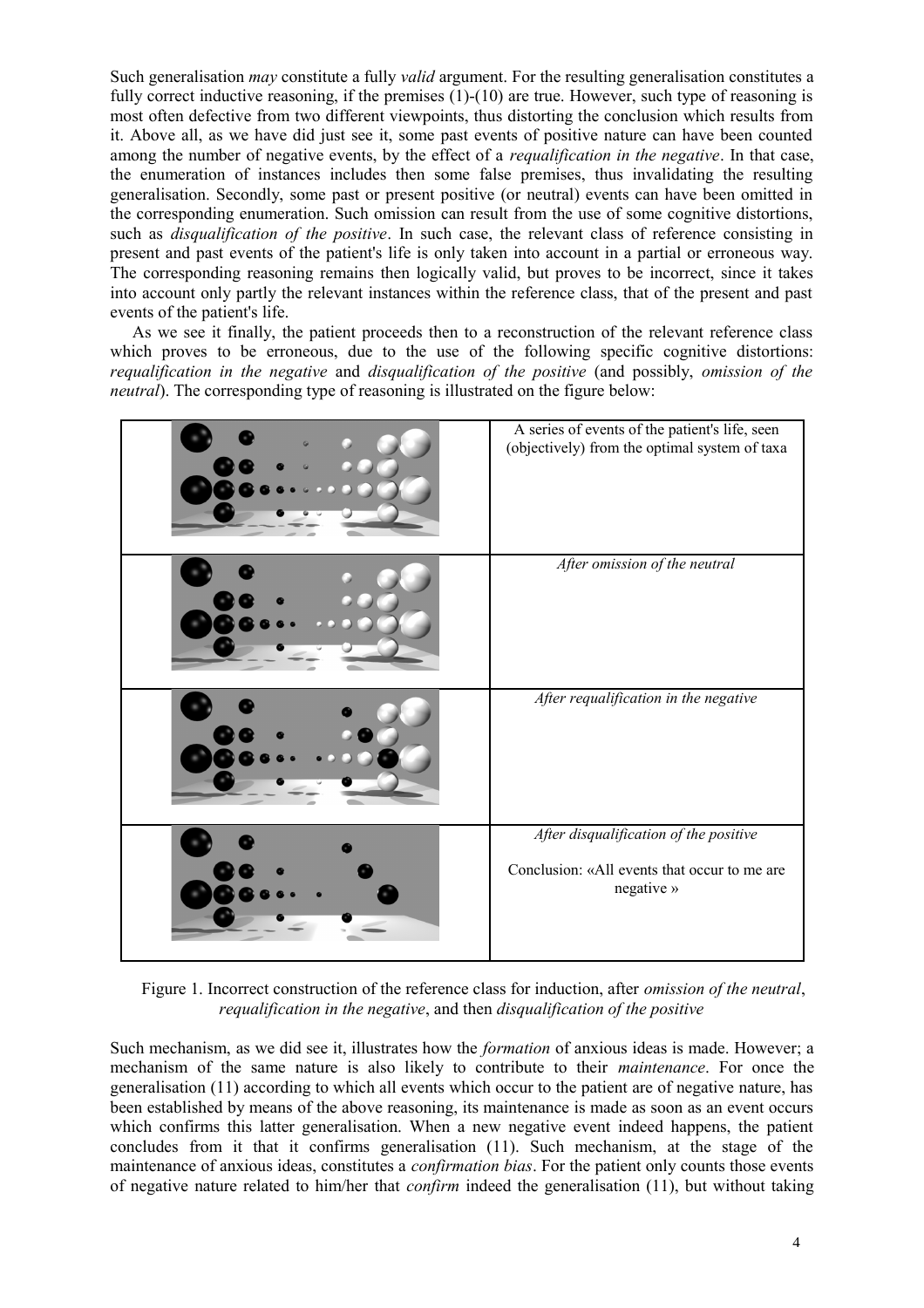Such generalisation *may* constitute a fully *valid* argument. For the resulting generalisation constitutes a fully correct inductive reasoning, if the premises (1)-(10) are true. However, such type of reasoning is most often defective from two different viewpoints, thus distorting the conclusion which results from it. Above all, as we have did just see it, some past events of positive nature can have been counted among the number of negative events, by the effect of a *requalification in the negative*. In that case, the enumeration of instances includes then some false premises, thus invalidating the resulting generalisation. Secondly, some past or present positive (or neutral) events can have been omitted in the corresponding enumeration. Such omission can result from the use of some cognitive distortions, such as *disqualification of the positive*. In such case, the relevant class of reference consisting in present and past events of the patient's life is only taken into account in a partial or erroneous way. The corresponding reasoning remains then logically valid, but proves to be incorrect, since it takes into account only partly the relevant instances within the reference class, that of the present and past events of the patient's life.

As we see it finally, the patient proceeds then to a reconstruction of the relevant reference class which proves to be erroneous, due to the use of the following specific cognitive distortions: *requalification in the negative* and *disqualification of the positive* (and possibly, *omission of the neutral*). The corresponding type of reasoning is illustrated on the figure below:

| | |
|---|---|
| | A series of events of the patient's life, seen (objectively) from the optimal system of taxa |
| | *After omission of the neutral* |
| | *After requalification in the negative* |
| | *After disqualification of the positive* Conclusion: «All events that occur to me are negative » |

Figure 1. Incorrect construction of the reference class for induction, after *omission of the neutral*, *requalification in the negative*, and then *disqualification of the positive*

Such mechanism, as we did see it, illustrates how the *formation* of anxious ideas is made. However; a mechanism of the same nature is also likely to contribute to their *maintenance*. For once the generalisation (11) according to which all events which occur to the patient are of negative nature, has been established by means of the above reasoning, its maintenance is made as soon as an event occurs which confirms this latter generalisation. When a new negative event indeed happens, the patient concludes from it that it confirms generalisation (11). Such mechanism, at the stage of the maintenance of anxious ideas, constitutes a *confirmation bias*. For the patient only counts those events of negative nature related to him/her that *confirm* indeed the generalisation (11), but without taking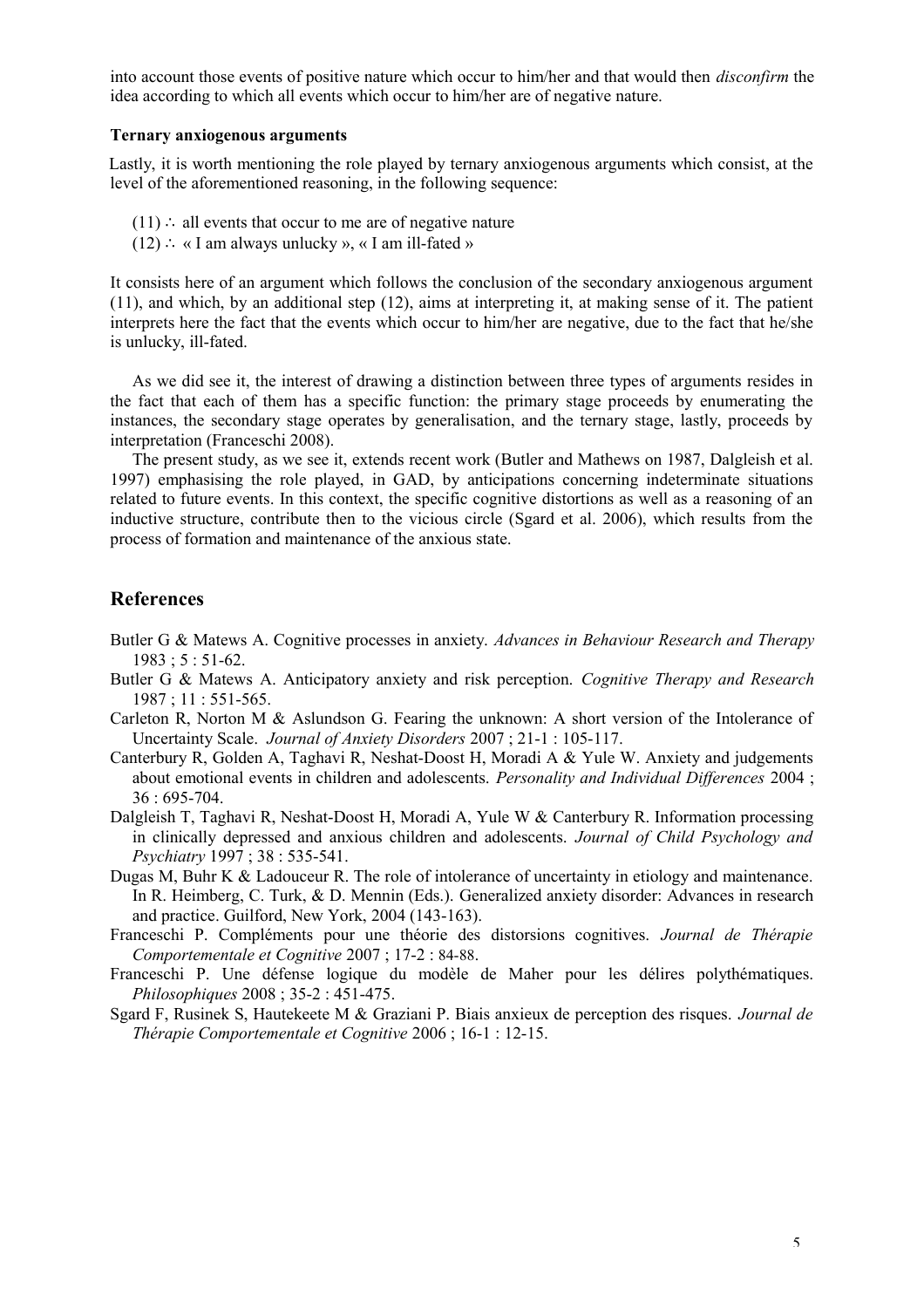into account those events of positive nature which occur to him/her and that would then *disconfirm* the idea according to which all events which occur to him/her are of negative nature.

### Ternary anxiogenous arguments

Lastly, it is worth mentioning the role played by ternary anxiogenous arguments which consist, at the level of the aforementioned reasoning, in the following sequence:

(11) ∴ all events that occur to me are of negative nature
(12) ∴ « I am always unlucky », « I am ill-fated »

It consists here of an argument which follows the conclusion of the secondary anxiogenous argument (11), and which, by an additional step (12), aims at interpreting it, at making sense of it. The patient interprets here the fact that the events which occur to him/her are negative, due to the fact that he/she is unlucky, ill-fated.

As we did see it, the interest of drawing a distinction between three types of arguments resides in the fact that each of them has a specific function: the primary stage proceeds by enumerating the instances, the secondary stage operates by generalisation, and the ternary stage, lastly, proceeds by interpretation (Franceschi 2008).

The present study, as we see it, extends recent work (Butler and Mathews on 1987, Dalgleish et al. 1997) emphasising the role played, in GAD, by anticipations concerning indeterminate situations related to future events. In this context, the specific cognitive distortions as well as a reasoning of an inductive structure, contribute then to the vicious circle (Sgard et al. 2006), which results from the process of formation and maintenance of the anxious state.

## References

Butler G & Matews A. Cognitive processes in anxiety. *Advances in Behaviour Research and Therapy* 1983 ; 5 : 51-62.

Butler G & Matews A. Anticipatory anxiety and risk perception. *Cognitive Therapy and Research* 1987 ; 11 : 551-565.

Carleton R, Norton M & Aslundson G. Fearing the unknown: A short version of the Intolerance of Uncertainty Scale. *Journal of Anxiety Disorders* 2007 ; 21-1 : 105-117.

Canterbury R, Golden A, Taghavi R, Neshat-Doost H, Moradi A & Yule W. Anxiety and judgements about emotional events in children and adolescents. *Personality and Individual Differences* 2004 ; 36 : 695-704.

Dalgleish T, Taghavi R, Neshat-Doost H, Moradi A, Yule W & Canterbury R. Information processing in clinically depressed and anxious children and adolescents. *Journal of Child Psychology and Psychiatry* 1997 ; 38 : 535-541.

Dugas M, Buhr K & Ladouceur R. The role of intolerance of uncertainty in etiology and maintenance. In R. Heimberg, C. Turk, & D. Mennin (Eds.). Generalized anxiety disorder: Advances in research and practice. Guilford, New York, 2004 (143-163).

Franceschi P. Compléments pour une théorie des distorsions cognitives. *Journal de Thérapie Comportementale et Cognitive* 2007 ; 17-2 : 84-88.

Franceschi P. Une défense logique du modèle de Maher pour les délires polythématiques. *Philosophiques* 2008 ; 35-2 : 451-475.

Sgard F, Rusinek S, Hautekeete M & Graziani P. Biais anxieux de perception des risques. *Journal de Thérapie Comportementale et Cognitive* 2006 ; 16-1 : 12-15.